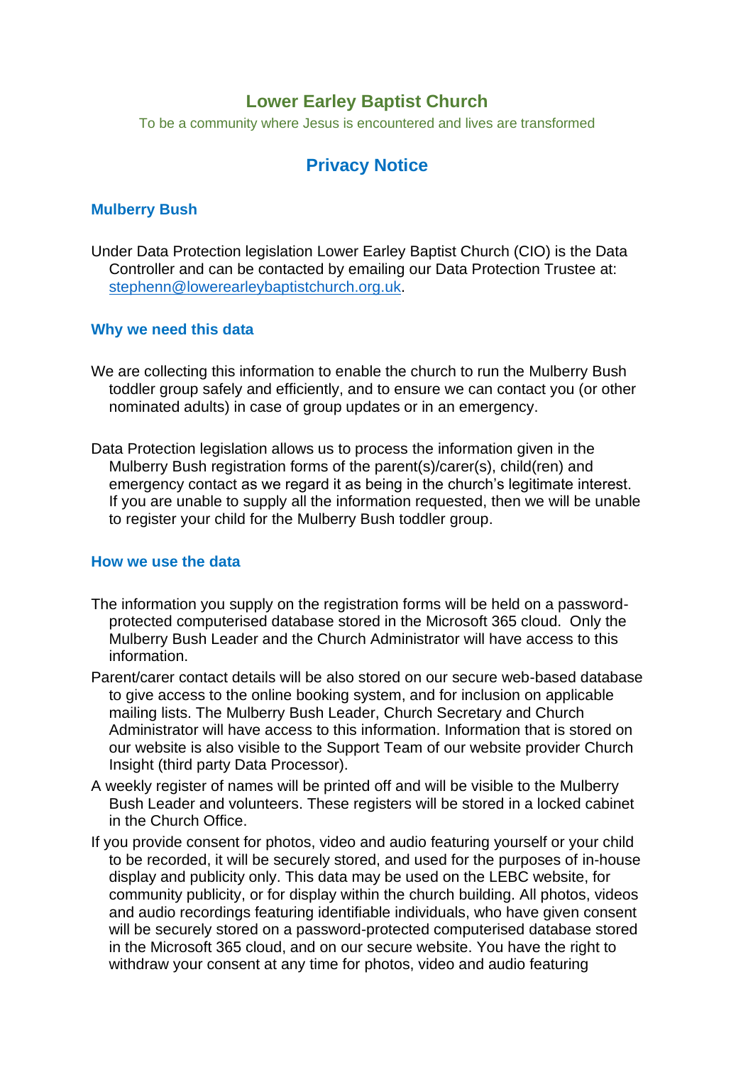# Lower Earley Baptist Church

To be a community where Jesus is encountered and lives are transformed

## Privacy Notice

### Mulberry Bush

Under Data Protection legislation Lower Earley Baptist Church (CIO) is the Data Controller and can be contacted by emailing our Data Protection Trustee at: stephenn@lowerearleybaptistchurch.org.uk.

### Why we need this data

We are collecting this information to enable the church to run the Mulberry Bush toddler group safely and efficiently, and to ensure we can contact you (or other nominated adults) in case of group updates or in an emergency.

Data Protection legislation allows us to process the information given in the Mulberry Bush registration forms of the parent(s)/carer(s), child(ren) and emergency contact as we regard it as being in the church's legitimate interest. If you are unable to supply all the information requested, then we will be unable to register your child for the Mulberry Bush toddler group.

### How we use the data

The information you supply on the registration forms will be held on a password-protected computerised database stored in the Microsoft 365 cloud. Only the Mulberry Bush Leader and the Church Administrator will have access to this information.

Parent/carer contact details will be also stored on our secure web-based database to give access to the online booking system, and for inclusion on applicable mailing lists. The Mulberry Bush Leader, Church Secretary and Church Administrator will have access to this information. Information that is stored on our website is also visible to the Support Team of our website provider Church Insight (third party Data Processor).

A weekly register of names will be printed off and will be visible to the Mulberry Bush Leader and volunteers. These registers will be stored in a locked cabinet in the Church Office.

If you provide consent for photos, video and audio featuring yourself or your child to be recorded, it will be securely stored, and used for the purposes of in-house display and publicity only. This data may be used on the LEBC website, for community publicity, or for display within the church building. All photos, videos and audio recordings featuring identifiable individuals, who have given consent will be securely stored on a password-protected computerised database stored in the Microsoft 365 cloud, and on our secure website. You have the right to withdraw your consent at any time for photos, video and audio featuring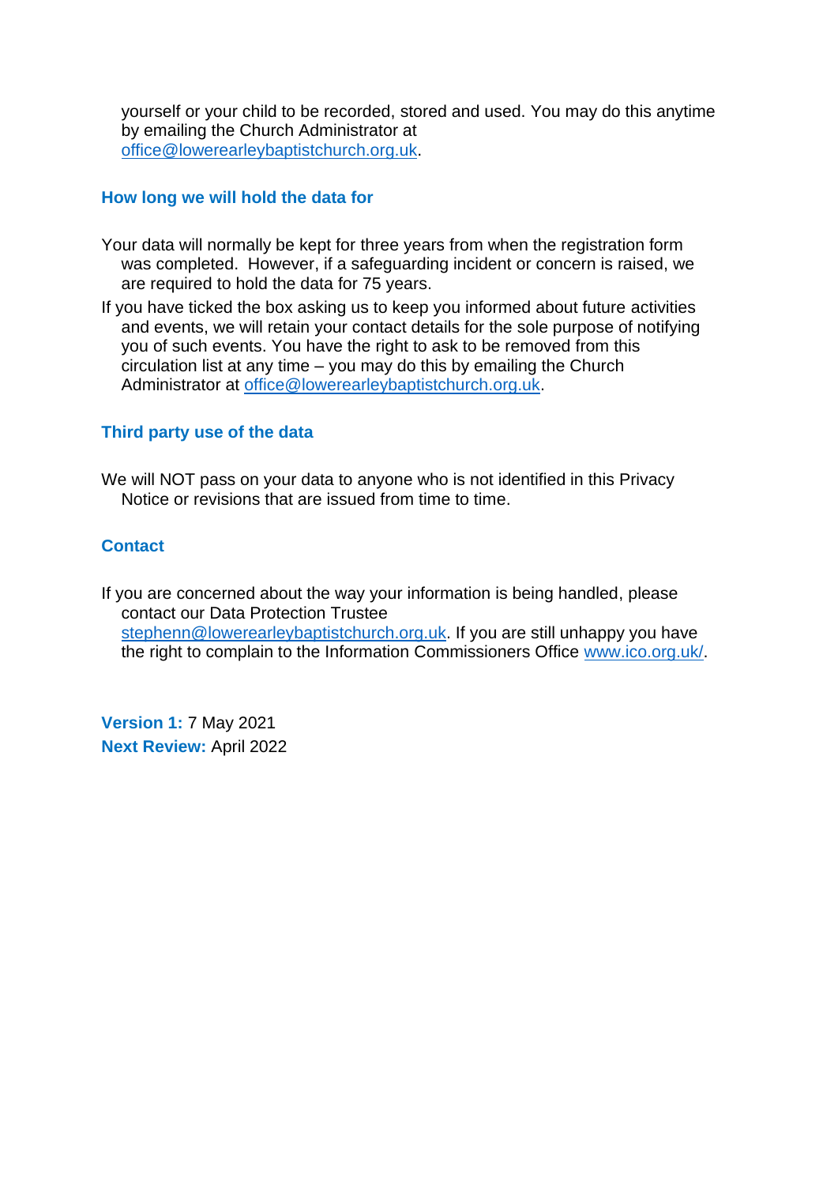yourself or your child to be recorded, stored and used. You may do this anytime by emailing the Church Administrator at office@lowerearleybaptistchurch.org.uk.

## How long we will hold the data for

Your data will normally be kept for three years from when the registration form was completed. However, if a safeguarding incident or concern is raised, we are required to hold the data for 75 years.

If you have ticked the box asking us to keep you informed about future activities and events, we will retain your contact details for the sole purpose of notifying you of such events. You have the right to ask to be removed from this circulation list at any time – you may do this by emailing the Church Administrator at office@lowerearleybaptistchurch.org.uk.

## Third party use of the data

We will NOT pass on your data to anyone who is not identified in this Privacy Notice or revisions that are issued from time to time.

## Contact

If you are concerned about the way your information is being handled, please contact our Data Protection Trustee stephenn@lowerearleybaptistchurch.org.uk. If you are still unhappy you have the right to complain to the Information Commissioners Office www.ico.org.uk/.

**Version 1:** 7 May 2021
**Next Review:** April 2022